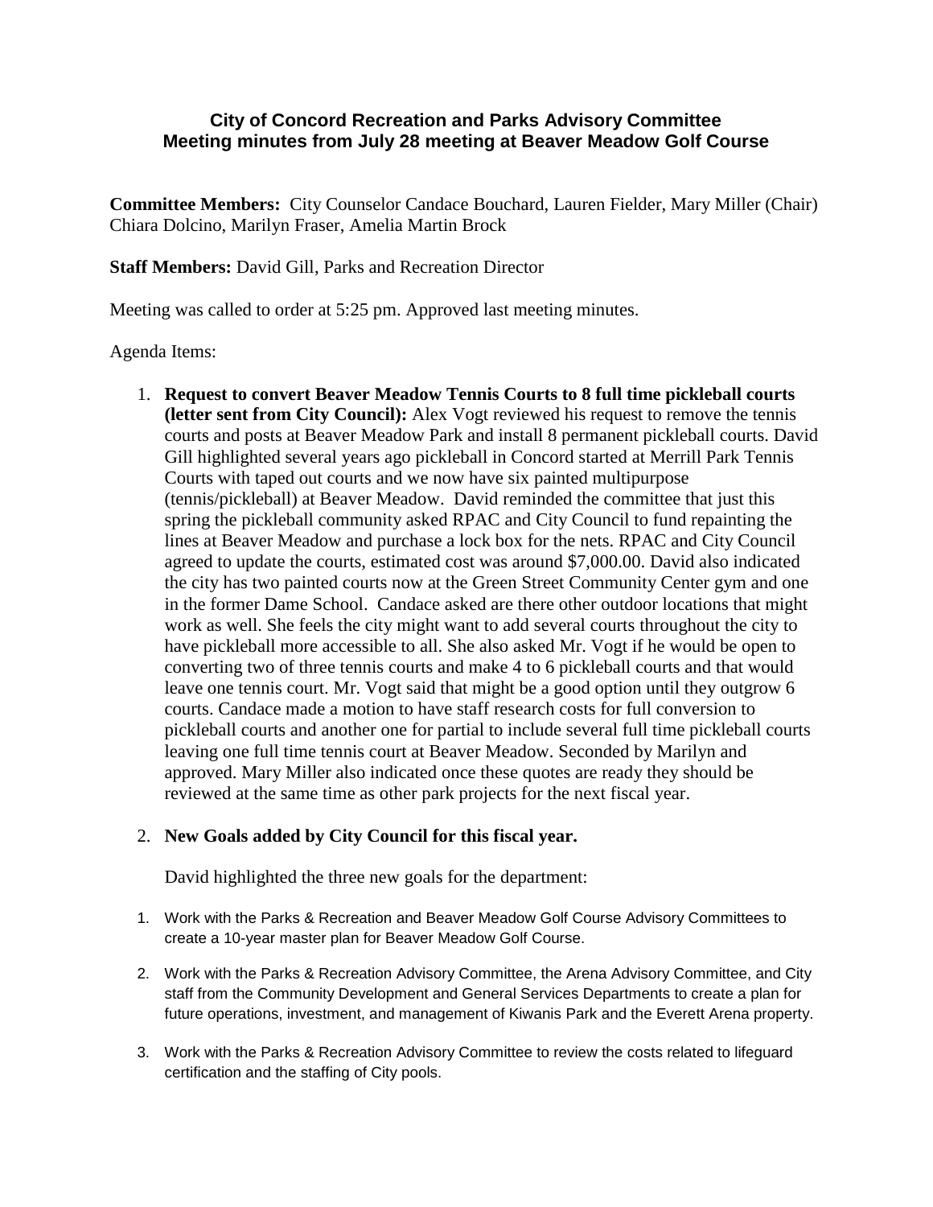## City of Concord Recreation and Parks Advisory Committee
## Meeting minutes from July 28 meeting at Beaver Meadow Golf Course

**Committee Members:** City Counselor Candace Bouchard, Lauren Fielder, Mary Miller (Chair) Chiara Dolcino, Marilyn Fraser, Amelia Martin Brock

**Staff Members:** David Gill, Parks and Recreation Director

Meeting was called to order at 5:25 pm. Approved last meeting minutes.

Agenda Items:

1. **Request to convert Beaver Meadow Tennis Courts to 8 full time pickleball courts (letter sent from City Council):** Alex Vogt reviewed his request to remove the tennis courts and posts at Beaver Meadow Park and install 8 permanent pickleball courts. David Gill highlighted several years ago pickleball in Concord started at Merrill Park Tennis Courts with taped out courts and we now have six painted multipurpose (tennis/pickleball) at Beaver Meadow. David reminded the committee that just this spring the pickleball community asked RPAC and City Council to fund repainting the lines at Beaver Meadow and purchase a lock box for the nets. RPAC and City Council agreed to update the courts, estimated cost was around $7,000.00. David also indicated the city has two painted courts now at the Green Street Community Center gym and one in the former Dame School. Candace asked are there other outdoor locations that might work as well. She feels the city might want to add several courts throughout the city to have pickleball more accessible to all. She also asked Mr. Vogt if he would be open to converting two of three tennis courts and make 4 to 6 pickleball courts and that would leave one tennis court. Mr. Vogt said that might be a good option until they outgrow 6 courts. Candace made a motion to have staff research costs for full conversion to pickleball courts and another one for partial to include several full time pickleball courts leaving one full time tennis court at Beaver Meadow. Seconded by Marilyn and approved. Mary Miller also indicated once these quotes are ready they should be reviewed at the same time as other park projects for the next fiscal year.

2. **New Goals added by City Council for this fiscal year.**

   David highlighted the three new goals for the department:

   1. Work with the Parks & Recreation and Beaver Meadow Golf Course Advisory Committees to create a 10-year master plan for Beaver Meadow Golf Course.
   2. Work with the Parks & Recreation Advisory Committee, the Arena Advisory Committee, and City staff from the Community Development and General Services Departments to create a plan for future operations, investment, and management of Kiwanis Park and the Everett Arena property.
   3. Work with the Parks & Recreation Advisory Committee to review the costs related to lifeguard certification and the staffing of City pools.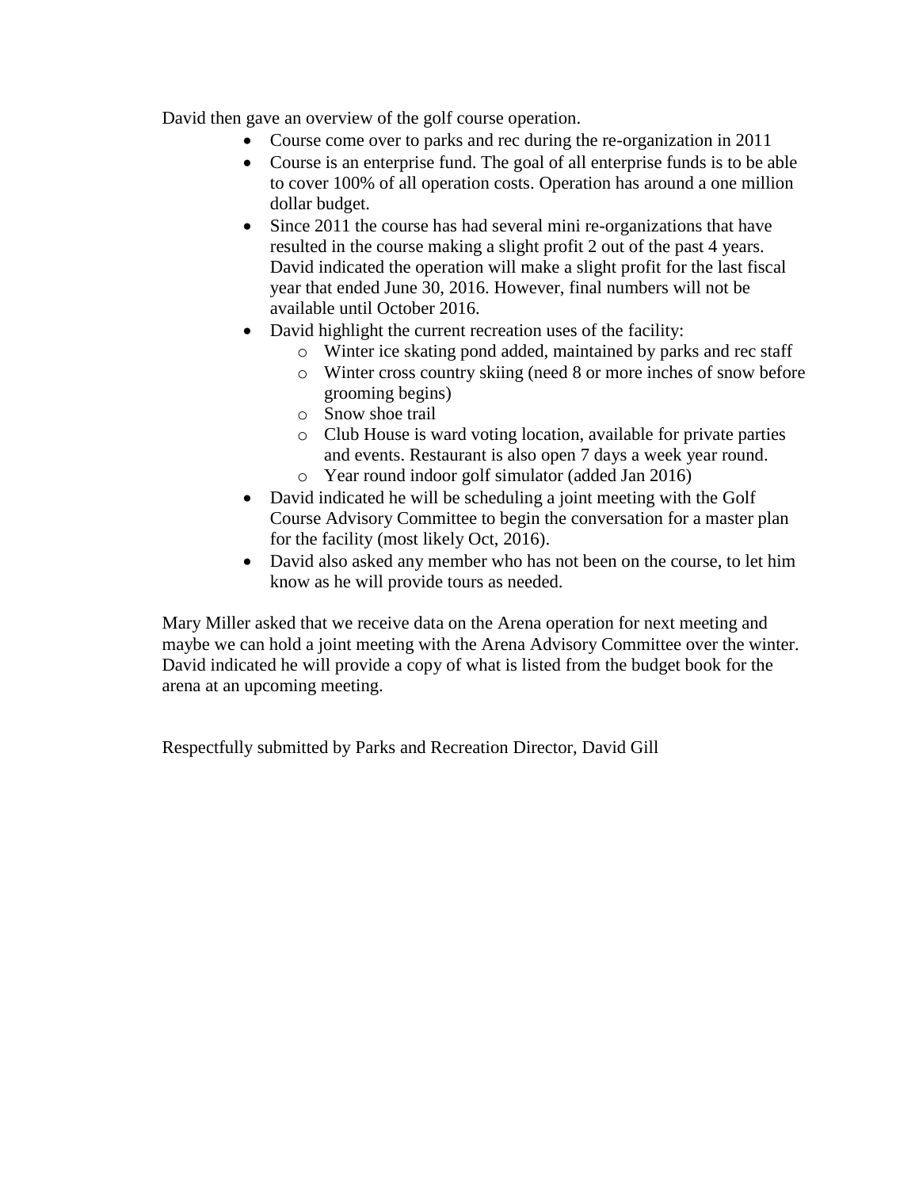David then gave an overview of the golf course operation.

- Course come over to parks and rec during the re-organization in 2011
- Course is an enterprise fund. The goal of all enterprise funds is to be able to cover 100% of all operation costs. Operation has around a one million dollar budget.
- Since 2011 the course has had several mini re-organizations that have resulted in the course making a slight profit 2 out of the past 4 years. David indicated the operation will make a slight profit for the last fiscal year that ended June 30, 2016. However, final numbers will not be available until October 2016.
- David highlight the current recreation uses of the facility:
  - Winter ice skating pond added, maintained by parks and rec staff
  - Winter cross country skiing (need 8 or more inches of snow before grooming begins)
  - Snow shoe trail
  - Club House is ward voting location, available for private parties and events. Restaurant is also open 7 days a week year round.
  - Year round indoor golf simulator (added Jan 2016)
- David indicated he will be scheduling a joint meeting with the Golf Course Advisory Committee to begin the conversation for a master plan for the facility (most likely Oct, 2016).
- David also asked any member who has not been on the course, to let him know as he will provide tours as needed.

Mary Miller asked that we receive data on the Arena operation for next meeting and maybe we can hold a joint meeting with the Arena Advisory Committee over the winter. David indicated he will provide a copy of what is listed from the budget book for the arena at an upcoming meeting.

Respectfully submitted by Parks and Recreation Director, David Gill